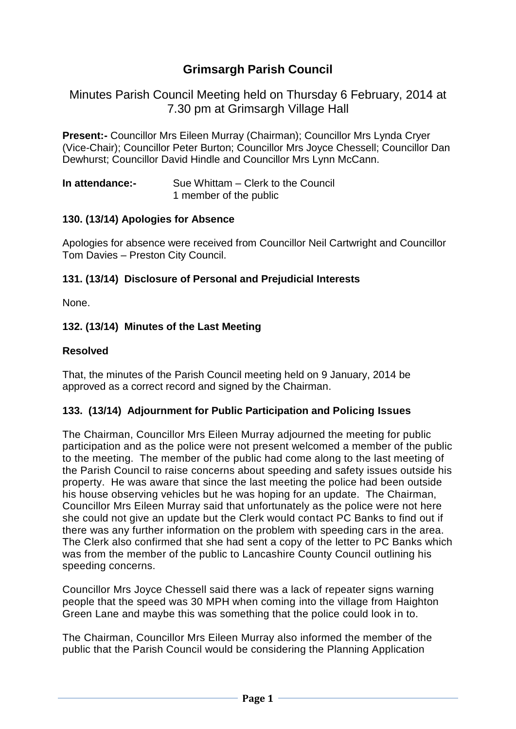# Grimsargh Parish Council

## Minutes Parish Council Meeting held on Thursday 6 February, 2014 at 7.30 pm at Grimsargh Village Hall

**Present:-** Councillor Mrs Eileen Murray (Chairman); Councillor Mrs Lynda Cryer (Vice-Chair); Councillor Peter Burton; Councillor Mrs Joyce Chessell; Councillor Dan Dewhurst; Councillor David Hindle and Councillor Mrs Lynn McCann.

**In attendance:-** Sue Whittam – Clerk to the Council
1 member of the public

### 130. (13/14) Apologies for Absence

Apologies for absence were received from Councillor Neil Cartwright and Councillor Tom Davies – Preston City Council.

### 131. (13/14) Disclosure of Personal and Prejudicial Interests

None.

### 132. (13/14) Minutes of the Last Meeting

**Resolved**

That, the minutes of the Parish Council meeting held on 9 January, 2014 be approved as a correct record and signed by the Chairman.

### 133. (13/14) Adjournment for Public Participation and Policing Issues

The Chairman, Councillor Mrs Eileen Murray adjourned the meeting for public participation and as the police were not present welcomed a member of the public to the meeting. The member of the public had come along to the last meeting of the Parish Council to raise concerns about speeding and safety issues outside his property. He was aware that since the last meeting the police had been outside his house observing vehicles but he was hoping for an update. The Chairman, Councillor Mrs Eileen Murray said that unfortunately as the police were not here she could not give an update but the Clerk would contact PC Banks to find out if there was any further information on the problem with speeding cars in the area. The Clerk also confirmed that she had sent a copy of the letter to PC Banks which was from the member of the public to Lancashire County Council outlining his speeding concerns.

Councillor Mrs Joyce Chessell said there was a lack of repeater signs warning people that the speed was 30 MPH when coming into the village from Haighton Green Lane and maybe this was something that the police could look in to.

The Chairman, Councillor Mrs Eileen Murray also informed the member of the public that the Parish Council would be considering the Planning Application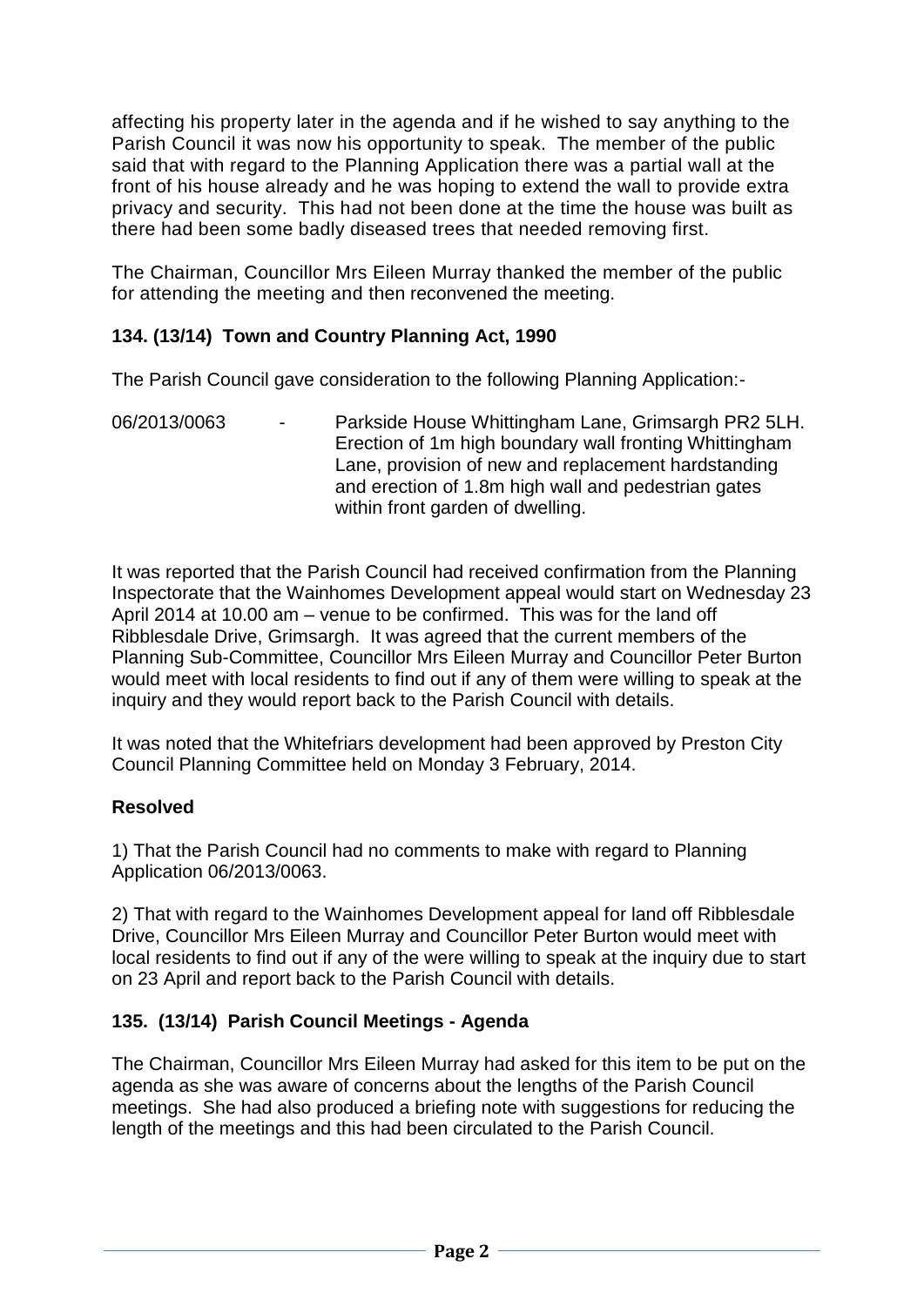affecting his property later in the agenda and if he wished to say anything to the Parish Council it was now his opportunity to speak. The member of the public said that with regard to the Planning Application there was a partial wall at the front of his house already and he was hoping to extend the wall to provide extra privacy and security. This had not been done at the time the house was built as there had been some badly diseased trees that needed removing first.

The Chairman, Councillor Mrs Eileen Murray thanked the member of the public for attending the meeting and then reconvened the meeting.

**134. (13/14) Town and Country Planning Act, 1990**

The Parish Council gave consideration to the following Planning Application:-

06/2013/0063 - Parkside House Whittingham Lane, Grimsargh PR2 5LH. Erection of 1m high boundary wall fronting Whittingham Lane, provision of new and replacement hardstanding and erection of 1.8m high wall and pedestrian gates within front garden of dwelling.

It was reported that the Parish Council had received confirmation from the Planning Inspectorate that the Wainhomes Development appeal would start on Wednesday 23 April 2014 at 10.00 am – venue to be confirmed. This was for the land off Ribblesdale Drive, Grimsargh. It was agreed that the current members of the Planning Sub-Committee, Councillor Mrs Eileen Murray and Councillor Peter Burton would meet with local residents to find out if any of them were willing to speak at the inquiry and they would report back to the Parish Council with details.

It was noted that the Whitefriars development had been approved by Preston City Council Planning Committee held on Monday 3 February, 2014.

**Resolved**

1) That the Parish Council had no comments to make with regard to Planning Application 06/2013/0063.

2) That with regard to the Wainhomes Development appeal for land off Ribblesdale Drive, Councillor Mrs Eileen Murray and Councillor Peter Burton would meet with local residents to find out if any of the were willing to speak at the inquiry due to start on 23 April and report back to the Parish Council with details.

**135. (13/14) Parish Council Meetings - Agenda**

The Chairman, Councillor Mrs Eileen Murray had asked for this item to be put on the agenda as she was aware of concerns about the lengths of the Parish Council meetings. She had also produced a briefing note with suggestions for reducing the length of the meetings and this had been circulated to the Parish Council.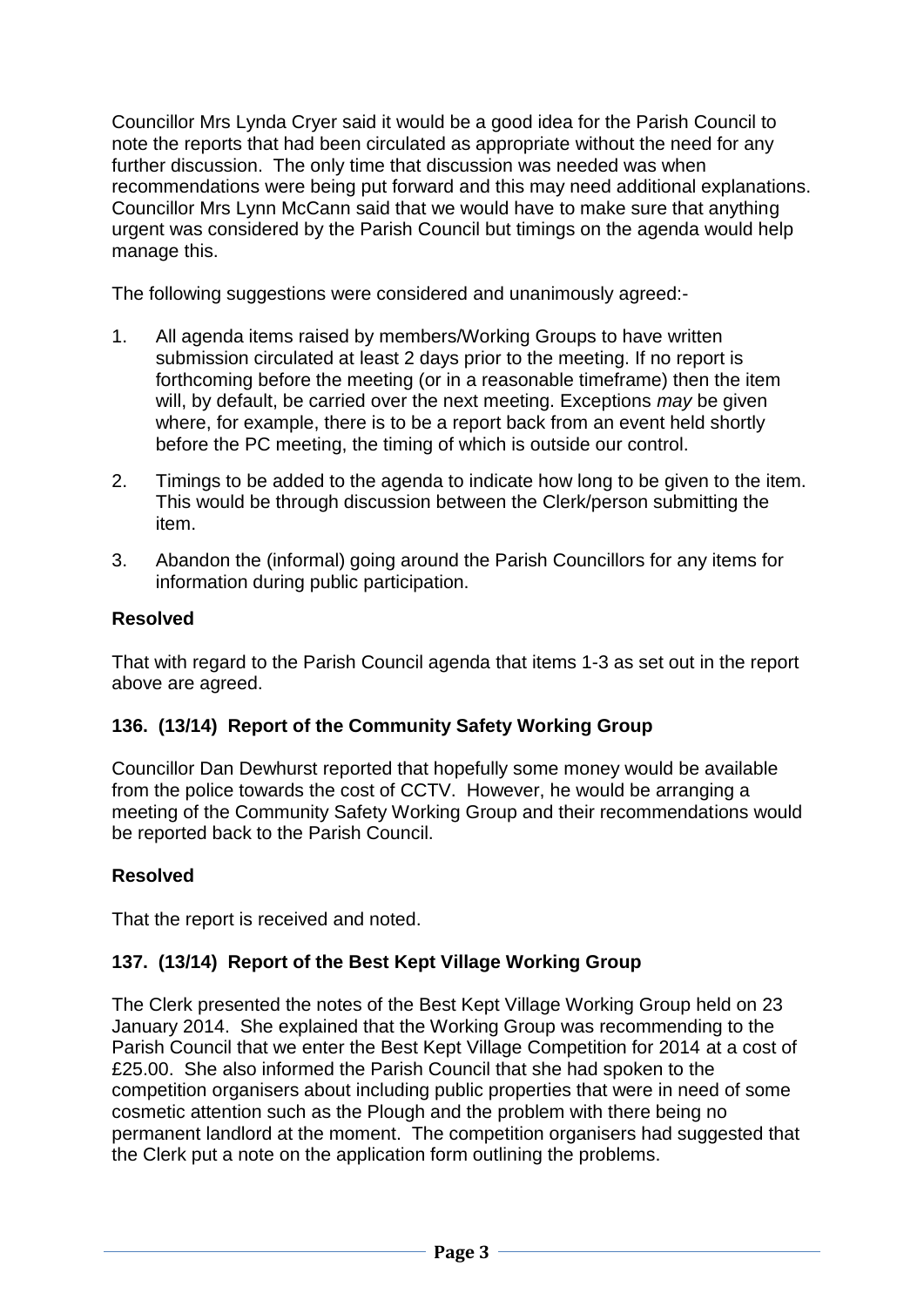Councillor Mrs Lynda Cryer said it would be a good idea for the Parish Council to note the reports that had been circulated as appropriate without the need for any further discussion. The only time that discussion was needed was when recommendations were being put forward and this may need additional explanations. Councillor Mrs Lynn McCann said that we would have to make sure that anything urgent was considered by the Parish Council but timings on the agenda would help manage this.

The following suggestions were considered and unanimously agreed:-

1. All agenda items raised by members/Working Groups to have written submission circulated at least 2 days prior to the meeting. If no report is forthcoming before the meeting (or in a reasonable timeframe) then the item will, by default, be carried over the next meeting. Exceptions *may* be given where, for example, there is to be a report back from an event held shortly before the PC meeting, the timing of which is outside our control.

2. Timings to be added to the agenda to indicate how long to be given to the item. This would be through discussion between the Clerk/person submitting the item.

3. Abandon the (informal) going around the Parish Councillors for any items for information during public participation.

**Resolved**

That with regard to the Parish Council agenda that items 1-3 as set out in the report above are agreed.

### 136. (13/14) Report of the Community Safety Working Group

Councillor Dan Dewhurst reported that hopefully some money would be available from the police towards the cost of CCTV. However, he would be arranging a meeting of the Community Safety Working Group and their recommendations would be reported back to the Parish Council.

**Resolved**

That the report is received and noted.

### 137. (13/14) Report of the Best Kept Village Working Group

The Clerk presented the notes of the Best Kept Village Working Group held on 23 January 2014. She explained that the Working Group was recommending to the Parish Council that we enter the Best Kept Village Competition for 2014 at a cost of £25.00. She also informed the Parish Council that she had spoken to the competition organisers about including public properties that were in need of some cosmetic attention such as the Plough and the problem with there being no permanent landlord at the moment. The competition organisers had suggested that the Clerk put a note on the application form outlining the problems.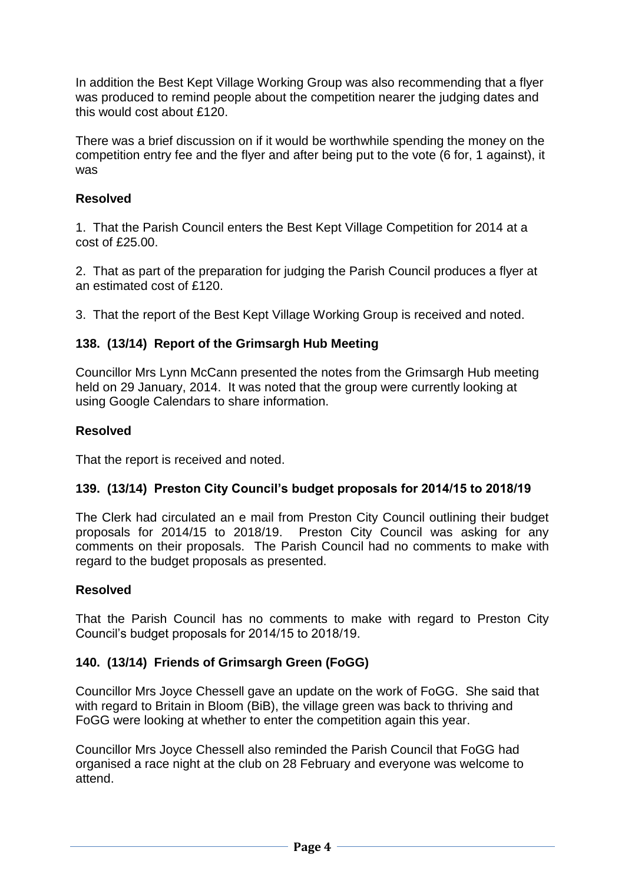In addition the Best Kept Village Working Group was also recommending that a flyer was produced to remind people about the competition nearer the judging dates and this would cost about £120.

There was a brief discussion on if it would be worthwhile spending the money on the competition entry fee and the flyer and after being put to the vote (6 for, 1 against), it was

**Resolved**

1. That the Parish Council enters the Best Kept Village Competition for 2014 at a cost of £25.00.

2. That as part of the preparation for judging the Parish Council produces a flyer at an estimated cost of £120.

3. That the report of the Best Kept Village Working Group is received and noted.

### 138. (13/14) Report of the Grimsargh Hub Meeting

Councillor Mrs Lynn McCann presented the notes from the Grimsargh Hub meeting held on 29 January, 2014. It was noted that the group were currently looking at using Google Calendars to share information.

**Resolved**

That the report is received and noted.

### 139. (13/14) Preston City Council's budget proposals for 2014/15 to 2018/19

The Clerk had circulated an e mail from Preston City Council outlining their budget proposals for 2014/15 to 2018/19. Preston City Council was asking for any comments on their proposals. The Parish Council had no comments to make with regard to the budget proposals as presented.

**Resolved**

That the Parish Council has no comments to make with regard to Preston City Council's budget proposals for 2014/15 to 2018/19.

### 140. (13/14) Friends of Grimsargh Green (FoGG)

Councillor Mrs Joyce Chessell gave an update on the work of FoGG. She said that with regard to Britain in Bloom (BiB), the village green was back to thriving and FoGG were looking at whether to enter the competition again this year.

Councillor Mrs Joyce Chessell also reminded the Parish Council that FoGG had organised a race night at the club on 28 February and everyone was welcome to attend.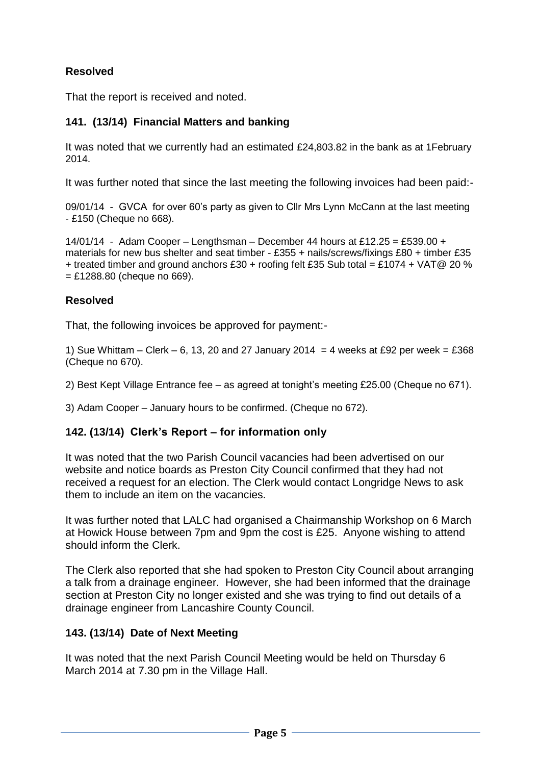**Resolved**

That the report is received and noted.

## 141. (13/14) Financial Matters and banking

It was noted that we currently had an estimated £24,803.82 in the bank as at 1February 2014.

It was further noted that since the last meeting the following invoices had been paid:-

09/01/14 - GVCA for over 60's party as given to Cllr Mrs Lynn McCann at the last meeting - £150 (Cheque no 668).

14/01/14 - Adam Cooper – Lengthsman – December 44 hours at £12.25 = £539.00 + materials for new bus shelter and seat timber - £355 + nails/screws/fixings £80 + timber £35 + treated timber and ground anchors £30 + roofing felt £35 Sub total = £1074 + VAT@ 20 % = £1288.80 (cheque no 669).

**Resolved**

That, the following invoices be approved for payment:-

1) Sue Whittam – Clerk – 6, 13, 20 and 27 January 2014 = 4 weeks at £92 per week = £368 (Cheque no 670).

2) Best Kept Village Entrance fee – as agreed at tonight's meeting £25.00 (Cheque no 671).

3) Adam Cooper – January hours to be confirmed. (Cheque no 672).

## 142. (13/14) Clerk's Report – for information only

It was noted that the two Parish Council vacancies had been advertised on our website and notice boards as Preston City Council confirmed that they had not received a request for an election. The Clerk would contact Longridge News to ask them to include an item on the vacancies.

It was further noted that LALC had organised a Chairmanship Workshop on 6 March at Howick House between 7pm and 9pm the cost is £25. Anyone wishing to attend should inform the Clerk.

The Clerk also reported that she had spoken to Preston City Council about arranging a talk from a drainage engineer. However, she had been informed that the drainage section at Preston City no longer existed and she was trying to find out details of a drainage engineer from Lancashire County Council.

## 143. (13/14) Date of Next Meeting

It was noted that the next Parish Council Meeting would be held on Thursday 6 March 2014 at 7.30 pm in the Village Hall.